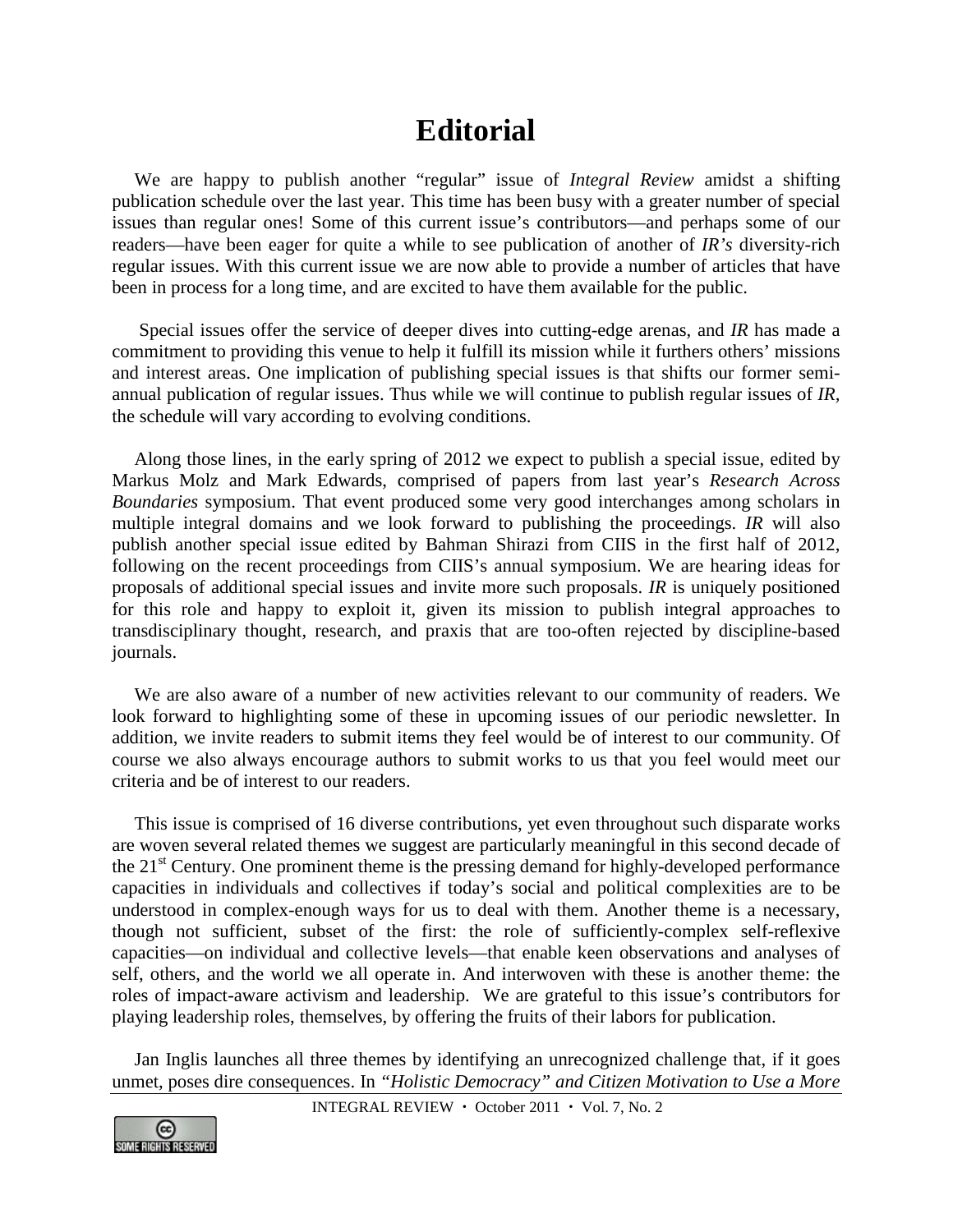# Editorial

We are happy to publish another "regular" issue of *Integral Review* amidst a shifting publication schedule over the last year. This time has been busy with a greater number of special issues than regular ones! Some of this current issue's contributors—and perhaps some of our readers—have been eager for quite a while to see publication of another of *IR's* diversity-rich regular issues. With this current issue we are now able to provide a number of articles that have been in process for a long time, and are excited to have them available for the public.

Special issues offer the service of deeper dives into cutting-edge arenas, and *IR* has made a commitment to providing this venue to help it fulfill its mission while it furthers others' missions and interest areas. One implication of publishing special issues is that shifts our former semi-annual publication of regular issues. Thus while we will continue to publish regular issues of *IR*, the schedule will vary according to evolving conditions.

Along those lines, in the early spring of 2012 we expect to publish a special issue, edited by Markus Molz and Mark Edwards, comprised of papers from last year's *Research Across Boundaries* symposium. That event produced some very good interchanges among scholars in multiple integral domains and we look forward to publishing the proceedings. *IR* will also publish another special issue edited by Bahman Shirazi from CIIS in the first half of 2012, following on the recent proceedings from CIIS's annual symposium. We are hearing ideas for proposals of additional special issues and invite more such proposals. *IR* is uniquely positioned for this role and happy to exploit it, given its mission to publish integral approaches to transdisciplinary thought, research, and praxis that are too-often rejected by discipline-based journals.

We are also aware of a number of new activities relevant to our community of readers. We look forward to highlighting some of these in upcoming issues of our periodic newsletter. In addition, we invite readers to submit items they feel would be of interest to our community. Of course we also always encourage authors to submit works to us that you feel would meet our criteria and be of interest to our readers.

This issue is comprised of 16 diverse contributions, yet even throughout such disparate works are woven several related themes we suggest are particularly meaningful in this second decade of the 21st Century. One prominent theme is the pressing demand for highly-developed performance capacities in individuals and collectives if today's social and political complexities are to be understood in complex-enough ways for us to deal with them. Another theme is a necessary, though not sufficient, subset of the first: the role of sufficiently-complex self-reflexive capacities—on individual and collective levels—that enable keen observations and analyses of self, others, and the world we all operate in. And interwoven with these is another theme: the roles of impact-aware activism and leadership. We are grateful to this issue's contributors for playing leadership roles, themselves, by offering the fruits of their labors for publication.

Jan Inglis launches all three themes by identifying an unrecognized challenge that, if it goes unmet, poses dire consequences. In *"Holistic Democracy" and Citizen Motivation to Use a More*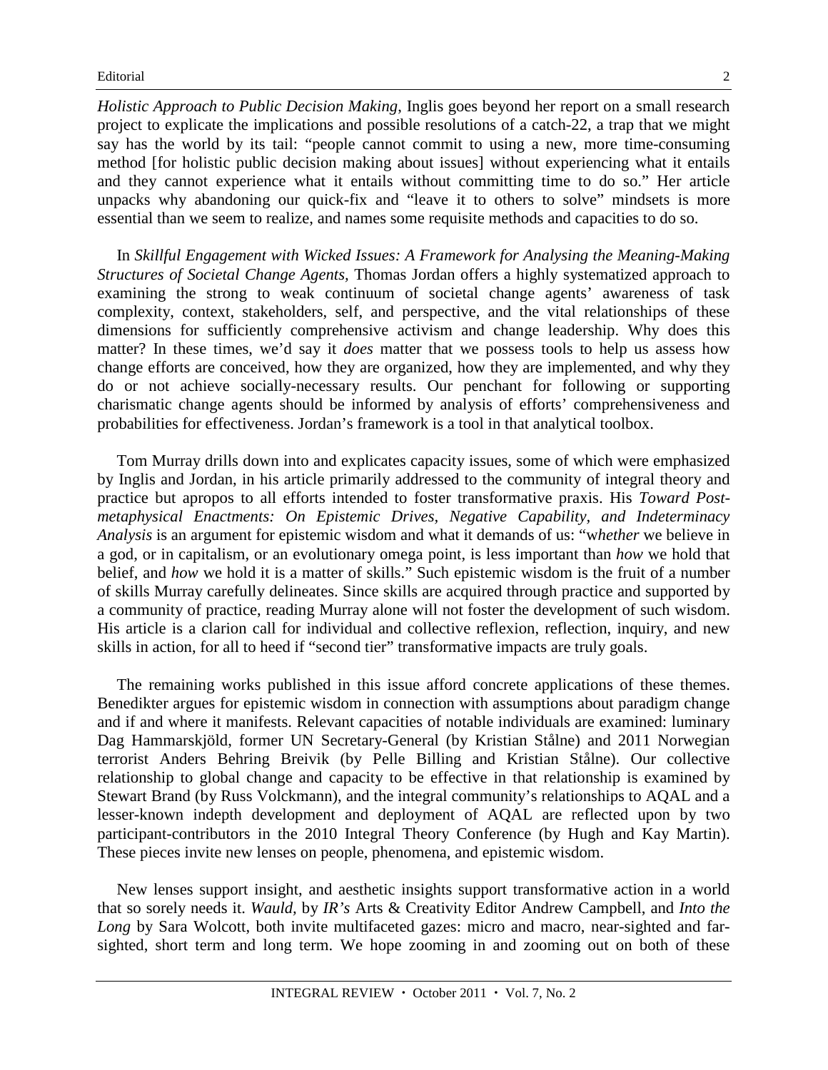*Holistic Approach to Public Decision Making*, Inglis goes beyond her report on a small research project to explicate the implications and possible resolutions of a catch-22, a trap that we might say has the world by its tail: "people cannot commit to using a new, more time-consuming method [for holistic public decision making about issues] without experiencing what it entails and they cannot experience what it entails without committing time to do so." Her article unpacks why abandoning our quick-fix and "leave it to others to solve" mindsets is more essential than we seem to realize, and names some requisite methods and capacities to do so.

In *Skillful Engagement with Wicked Issues: A Framework for Analysing the Meaning-Making Structures of Societal Change Agents,* Thomas Jordan offers a highly systematized approach to examining the strong to weak continuum of societal change agents' awareness of task complexity, context, stakeholders, self, and perspective, and the vital relationships of these dimensions for sufficiently comprehensive activism and change leadership. Why does this matter? In these times, we'd say it *does* matter that we possess tools to help us assess how change efforts are conceived, how they are organized, how they are implemented, and why they do or not achieve socially-necessary results. Our penchant for following or supporting charismatic change agents should be informed by analysis of efforts' comprehensiveness and probabilities for effectiveness. Jordan's framework is a tool in that analytical toolbox.

Tom Murray drills down into and explicates capacity issues, some of which were emphasized by Inglis and Jordan, in his article primarily addressed to the community of integral theory and practice but apropos to all efforts intended to foster transformative praxis. His *Toward Post-metaphysical Enactments: On Epistemic Drives, Negative Capability, and Indeterminacy Analysis* is an argument for epistemic wisdom and what it demands of us: "*whether* we believe in a god, or in capitalism, or an evolutionary omega point, is less important than *how* we hold that belief, and *how* we hold it is a matter of skills." Such epistemic wisdom is the fruit of a number of skills Murray carefully delineates. Since skills are acquired through practice and supported by a community of practice, reading Murray alone will not foster the development of such wisdom. His article is a clarion call for individual and collective reflexion, reflection, inquiry, and new skills in action, for all to heed if "second tier" transformative impacts are truly goals.

The remaining works published in this issue afford concrete applications of these themes. Benedikter argues for epistemic wisdom in connection with assumptions about paradigm change and if and where it manifests. Relevant capacities of notable individuals are examined: luminary Dag Hammarskjöld, former UN Secretary-General (by Kristian Stålne) and 2011 Norwegian terrorist Anders Behring Breivik (by Pelle Billing and Kristian Stålne). Our collective relationship to global change and capacity to be effective in that relationship is examined by Stewart Brand (by Russ Volckmann), and the integral community's relationships to AQAL and a lesser-known indepth development and deployment of AQAL are reflected upon by two participant-contributors in the 2010 Integral Theory Conference (by Hugh and Kay Martin). These pieces invite new lenses on people, phenomena, and epistemic wisdom.

New lenses support insight, and aesthetic insights support transformative action in a world that so sorely needs it. *Wauld,* by *IR's* Arts & Creativity Editor Andrew Campbell, and *Into the Long* by Sara Wolcott, both invite multifaceted gazes: micro and macro, near-sighted and far-sighted, short term and long term. We hope zooming in and zooming out on both of these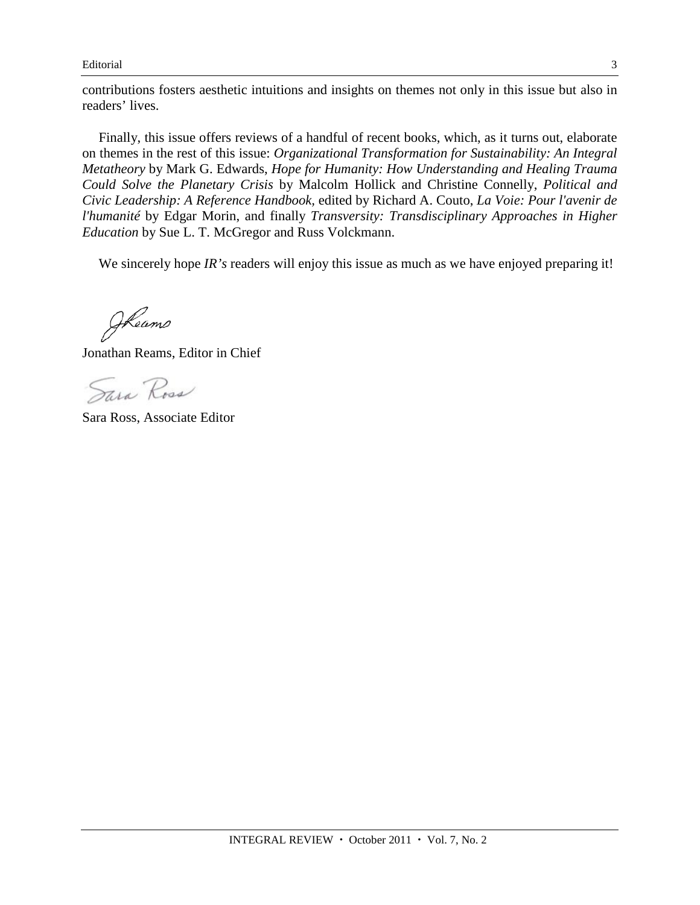contributions fosters aesthetic intuitions and insights on themes not only in this issue but also in readers' lives.

Finally, this issue offers reviews of a handful of recent books, which, as it turns out, elaborate on themes in the rest of this issue: *Organizational Transformation for Sustainability: An Integral Metatheory* by Mark G. Edwards, *Hope for Humanity: How Understanding and Healing Trauma Could Solve the Planetary Crisis* by Malcolm Hollick and Christine Connelly, *Political and Civic Leadership: A Reference Handbook,* edited by Richard A. Couto, *La Voie: Pour l'avenir de l'humanité* by Edgar Morin, and finally *Transversity: Transdisciplinary Approaches in Higher Education* by Sue L. T. McGregor and Russ Volckmann.

We sincerely hope *IR's* readers will enjoy this issue as much as we have enjoyed preparing it!

JReams

Jonathan Reams, Editor in Chief

Sara Ross

Sara Ross, Associate Editor